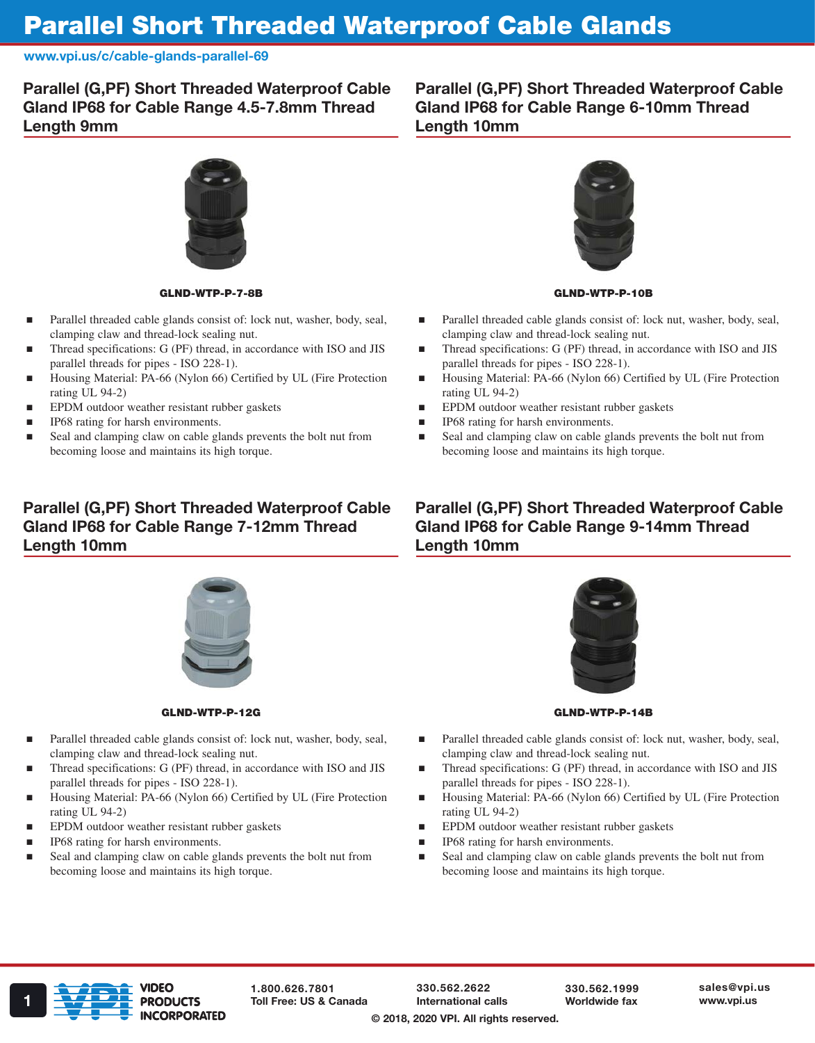# Parallel Short Threaded Waterproof Cable Glands

www.vpi.us/c/cable-glands-parallel-69

## Parallel (G,PF) Short Threaded Waterproof Cable Gland IP68 for Cable Range 4.5-7.8mm Thread Length 9mm

**GLND-WTP-P-7-8B**

- Parallel threaded cable glands consist of: lock nut, washer, body, seal, clamping claw and thread-lock sealing nut.
- Thread specifications: G (PF) thread, in accordance with ISO and JIS parallel threads for pipes - ISO 228-1).
- Housing Material: PA-66 (Nylon 66) Certified by UL (Fire Protection rating UL 94-2)
- EPDM outdoor weather resistant rubber gaskets
- IP68 rating for harsh environments.
- Seal and clamping claw on cable glands prevents the bolt nut from becoming loose and maintains its high torque.

## Parallel (G,PF) Short Threaded Waterproof Cable Gland IP68 for Cable Range 6-10mm Thread Length 10mm

**GLND-WTP-P-10B**

- Parallel threaded cable glands consist of: lock nut, washer, body, seal, clamping claw and thread-lock sealing nut.
- Thread specifications: G (PF) thread, in accordance with ISO and JIS parallel threads for pipes - ISO 228-1).
- Housing Material: PA-66 (Nylon 66) Certified by UL (Fire Protection rating UL 94-2)
- EPDM outdoor weather resistant rubber gaskets
- IP68 rating for harsh environments.
- Seal and clamping claw on cable glands prevents the bolt nut from becoming loose and maintains its high torque.

## Parallel (G,PF) Short Threaded Waterproof Cable Gland IP68 for Cable Range 7-12mm Thread Length 10mm

**GLND-WTP-P-12G**

- Parallel threaded cable glands consist of: lock nut, washer, body, seal, clamping claw and thread-lock sealing nut.
- Thread specifications: G (PF) thread, in accordance with ISO and JIS parallel threads for pipes - ISO 228-1).
- Housing Material: PA-66 (Nylon 66) Certified by UL (Fire Protection rating UL 94-2)
- EPDM outdoor weather resistant rubber gaskets
- IP68 rating for harsh environments.
- Seal and clamping claw on cable glands prevents the bolt nut from becoming loose and maintains its high torque.

## Parallel (G,PF) Short Threaded Waterproof Cable Gland IP68 for Cable Range 9-14mm Thread Length 10mm

**GLND-WTP-P-14B**

- Parallel threaded cable glands consist of: lock nut, washer, body, seal, clamping claw and thread-lock sealing nut.
- Thread specifications: G (PF) thread, in accordance with ISO and JIS parallel threads for pipes - ISO 228-1).
- Housing Material: PA-66 (Nylon 66) Certified by UL (Fire Protection rating UL 94-2)
- EPDM outdoor weather resistant rubber gaskets
- IP68 rating for harsh environments.
- Seal and clamping claw on cable glands prevents the bolt nut from becoming loose and maintains its high torque.

VIDEO PRODUCTS INCORPORATED

1.800.626.7801 Toll Free: US & Canada | 330.562.2622 International calls | 330.562.1999 Worldwide fax | sales@vpi.us www.vpi.us

© 2018, 2020 VPI. All rights reserved.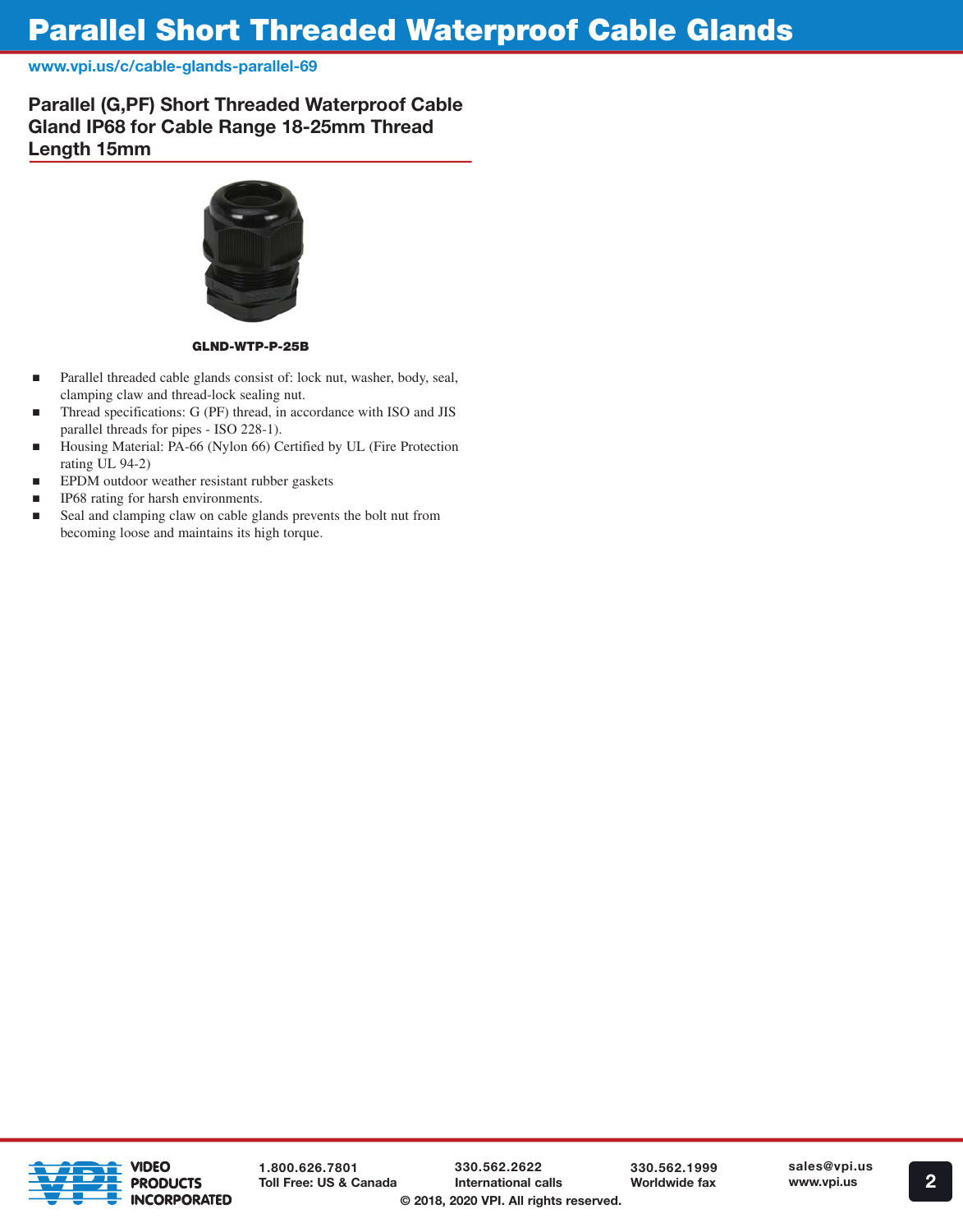# Parallel Short Threaded Waterproof Cable Glands

www.vpi.us/c/cable-glands-parallel-69

## Parallel (G,PF) Short Threaded Waterproof Cable Gland IP68 for Cable Range 18-25mm Thread Length 15mm

**GLND-WTP-P-25B**

- Parallel threaded cable glands consist of: lock nut, washer, body, seal, clamping claw and thread-lock sealing nut.
- Thread specifications: G (PF) thread, in accordance with ISO and JIS parallel threads for pipes - ISO 228-1).
- Housing Material: PA-66 (Nylon 66) Certified by UL (Fire Protection rating UL 94-2)
- EPDM outdoor weather resistant rubber gaskets
- IP68 rating for harsh environments.
- Seal and clamping claw on cable glands prevents the bolt nut from becoming loose and maintains its high torque.

VIDEO PRODUCTS INCORPORATED

1.800.626.7801
Toll Free: US & Canada

330.562.2622
International calls

330.562.1999
Worldwide fax

sales@vpi.us
www.vpi.us

© 2018, 2020 VPI. All rights reserved.